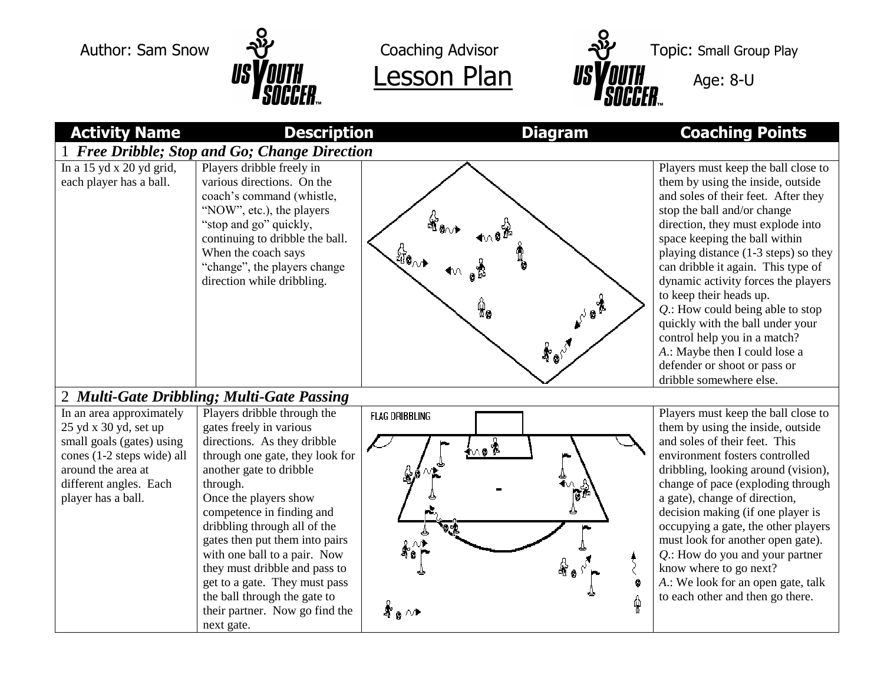Author: Sam Snow Coaching Advisor Topic: Small Group Play

# Lesson Plan

Age: 8-U

| Activity Name | Description | Diagram | Coaching Points |
|---|---|---|---|
| 1 ***Free Dribble; Stop and Go; Change Direction*** | | | |
| In a 15 yd x 20 yd grid, each player has a ball. | Players dribble freely in various directions. On the coach's command (whistle, "NOW", etc.), the players "stop and go" quickly, continuing to dribble the ball. When the coach says "change", the players change direction while dribbling. | | Players must keep the ball close to them by using the inside, outside and soles of their feet. After they stop the ball and/or change direction, they must explode into space keeping the ball within playing distance (1-3 steps) so they can dribble it again. This type of dynamic activity forces the players to keep their heads up. *Q.*: How could being able to stop quickly with the ball under your control help you in a match? *A.*: Maybe then I could lose a defender or shoot or pass or dribble somewhere else. |
| 2 ***Multi-Gate Dribbling; Multi-Gate Passing*** | | | |
| In an area approximately 25 yd x 30 yd, set up small goals (gates) using cones (1-2 steps wide) all around the area at different angles. Each player has a ball. | Players dribble through the gates freely in various directions. As they dribble through one gate, they look for another gate to dribble through. Once the players show competence in finding and dribbling through all of the gates then put them into pairs with one ball to a pair. Now they must dribble and pass to get to a gate. They must pass the ball through the gate to their partner. Now go find the next gate. | FLAG DRIBBLING | Players must keep the ball close to them by using the inside, outside and soles of their feet. This environment fosters controlled dribbling, looking around (vision), change of pace (exploding through a gate), change of direction, decision making (if one player is occupying a gate, the other players must look for another open gate). *Q.*: How do you and your partner know where to go next? *A.*: We look for an open gate, talk to each other and then go there. |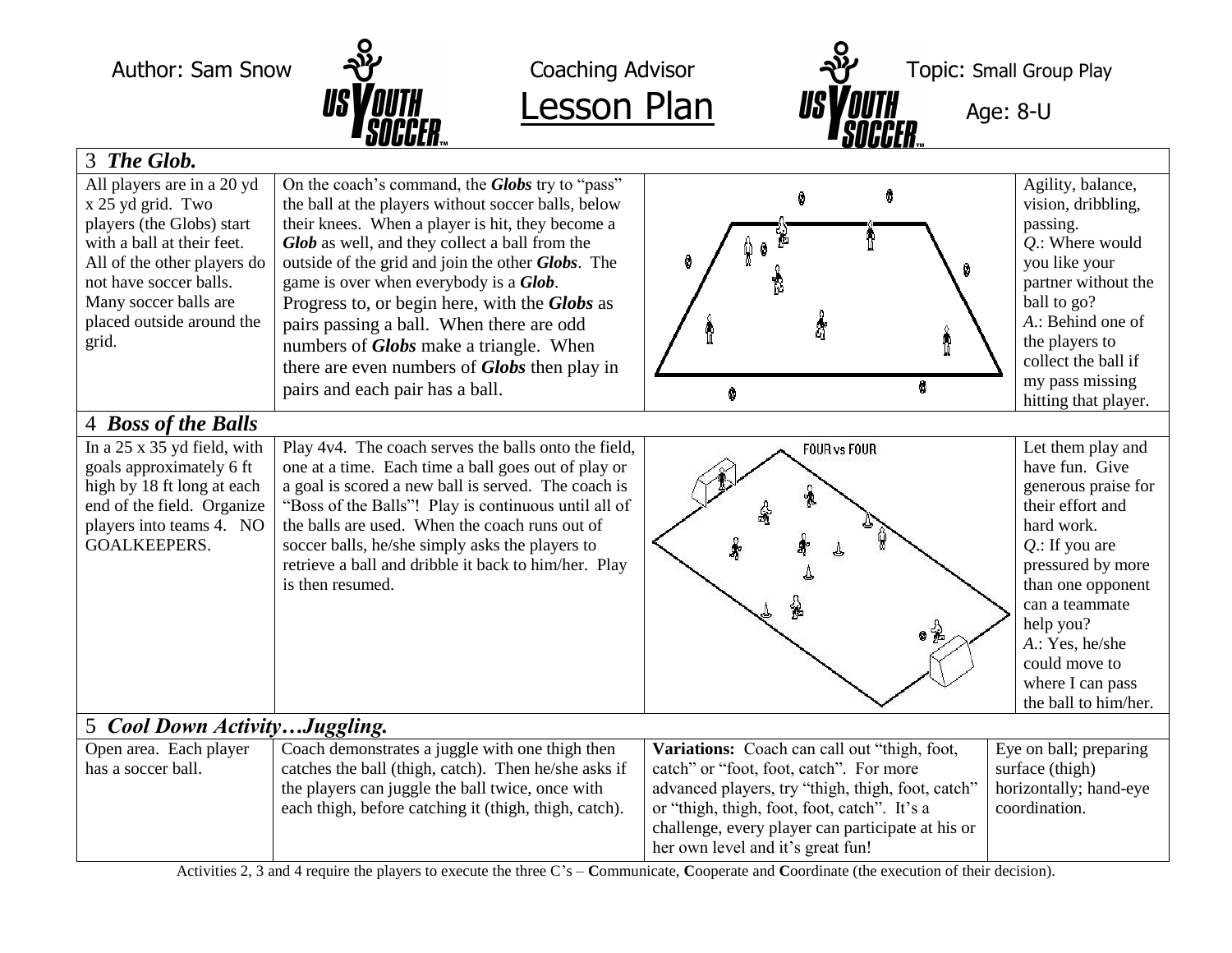Author: Sam Snow | Coaching Advisor **Lesson Plan** | Topic: Small Group Play | Age: 8-U

## 3 *The Glob.*

| | | | |
|---|---|---|---|
| All players are in a 20 yd x 25 yd grid. Two players (the Globs) start with a ball at their feet. All of the other players do not have soccer balls. Many soccer balls are placed outside around the grid. | On the coach's command, the ***Globs*** try to "pass" the ball at the players without soccer balls, below their knees. When a player is hit, they become a ***Glob*** as well, and they collect a ball from the outside of the grid and join the other ***Globs***. The game is over when everybody is a ***Glob***. Progress to, or begin here, with the ***Globs*** as pairs passing a ball. When there are odd numbers of ***Globs*** make a triangle. When there are even numbers of ***Globs*** then play in pairs and each pair has a ball. | | Agility, balance, vision, dribbling, passing. *Q*.: Where would you like your partner without the ball to go? *A*.: Behind one of the players to collect the ball if my pass missing hitting that player. |

## 4 *Boss of the Balls*

| | | | |
|---|---|---|---|
| In a 25 x 35 yd field, with goals approximately 6 ft high by 18 ft long at each end of the field. Organize players into teams 4. NO GOALKEEPERS. | Play 4v4. The coach serves the balls onto the field, one at a time. Each time a ball goes out of play or a goal is scored a new ball is served. The coach is "Boss of the Balls"! Play is continuous until all of the balls are used. When the coach runs out of soccer balls, he/she simply asks the players to retrieve a ball and dribble it back to him/her. Play is then resumed. | FOUR vs FOUR | Let them play and have fun. Give generous praise for their effort and hard work. *Q*.: If you are pressured by more than one opponent can a teammate help you? *A*.: Yes, he/she could move to where I can pass the ball to him/her. |

## 5 *Cool Down Activity…Juggling.*

| | | | |
|---|---|---|---|
| Open area. Each player has a soccer ball. | Coach demonstrates a juggle with one thigh then catches the ball (thigh, catch). Then he/she asks if the players can juggle the ball twice, once with each thigh, before catching it (thigh, thigh, catch). | **Variations:** Coach can call out "thigh, foot, catch" or "foot, foot, catch". For more advanced players, try "thigh, thigh, foot, catch" or "thigh, thigh, foot, foot, catch". It's a challenge, every player can participate at his or her own level and it's great fun! | Eye on ball; preparing surface (thigh) horizontally; hand-eye coordination. |

Activities 2, 3 and 4 require the players to execute the three C's – **C**ommunicate, **C**ooperate and **C**oordinate (the execution of their decision).